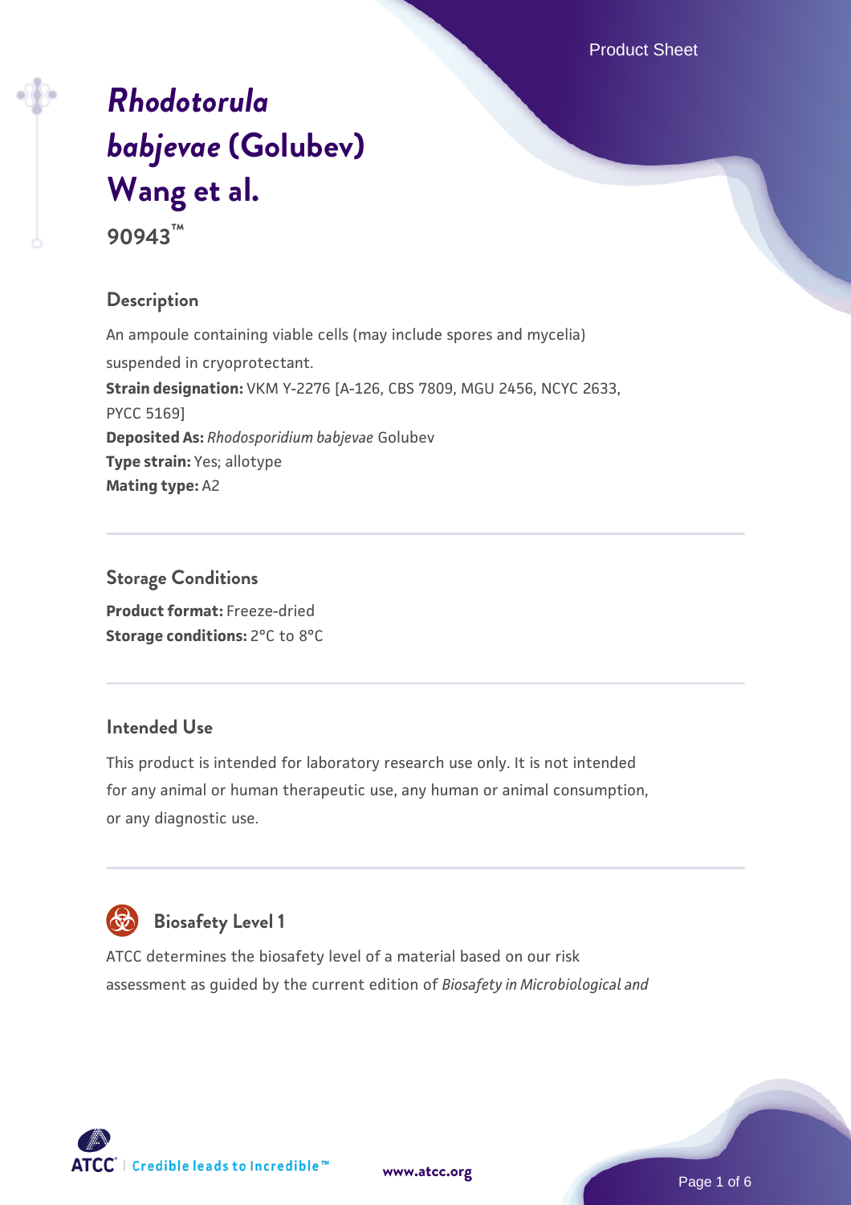# *Rhodotorula babjevae* (Golubev) Wang et al.

**90943™**

## Description

An ampoule containing viable cells (may include spores and mycelia) suspended in cryoprotectant.

**Strain designation:** VKM Y-2276 [A-126, CBS 7809, MGU 2456, NCYC 2633, PYCC 5169]

**Deposited As:** *Rhodosporidium babjevae* Golubev

**Type strain:** Yes; allotype

**Mating type:** A2

## Storage Conditions

**Product format:** Freeze-dried

**Storage conditions:** 2°C to 8°C

## Intended Use

This product is intended for laboratory research use only. It is not intended for any animal or human therapeutic use, any human or animal consumption, or any diagnostic use.

## Biosafety Level 1

ATCC determines the biosafety level of a material based on our risk assessment as guided by the current edition of *Biosafety in Microbiological and*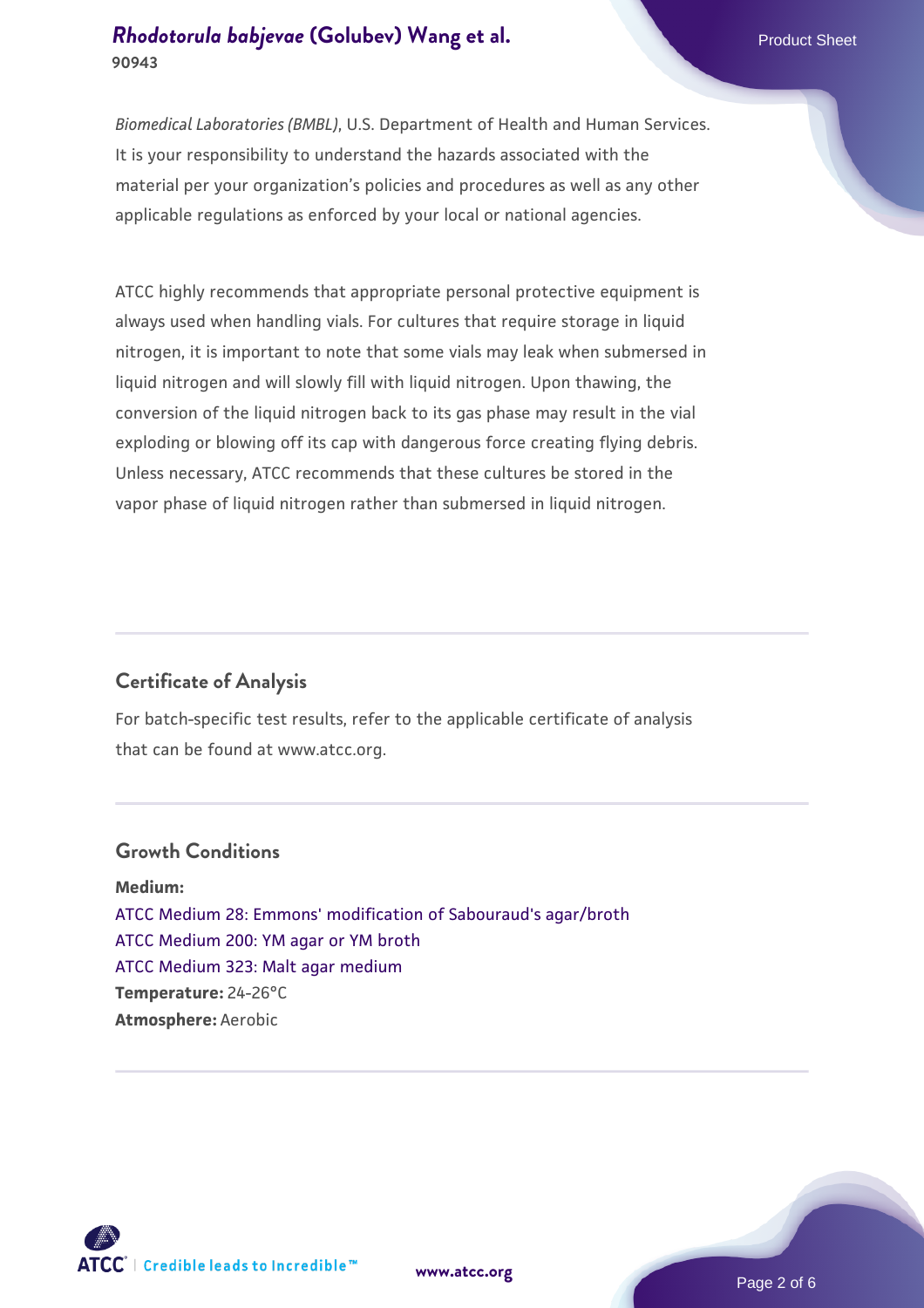*Biomedical Laboratories (BMBL)*, U.S. Department of Health and Human Services. It is your responsibility to understand the hazards associated with the material per your organization's policies and procedures as well as any other applicable regulations as enforced by your local or national agencies.

ATCC highly recommends that appropriate personal protective equipment is always used when handling vials. For cultures that require storage in liquid nitrogen, it is important to note that some vials may leak when submersed in liquid nitrogen and will slowly fill with liquid nitrogen. Upon thawing, the conversion of the liquid nitrogen back to its gas phase may result in the vial exploding or blowing off its cap with dangerous force creating flying debris. Unless necessary, ATCC recommends that these cultures be stored in the vapor phase of liquid nitrogen rather than submersed in liquid nitrogen.

## Certificate of Analysis

For batch-specific test results, refer to the applicable certificate of analysis that can be found at www.atcc.org.

## Growth Conditions

**Medium:**
ATCC Medium 28: Emmons' modification of Sabouraud's agar/broth
ATCC Medium 200: YM agar or YM broth
ATCC Medium 323: Malt agar medium
**Temperature:** 24-26°C
**Atmosphere:** Aerobic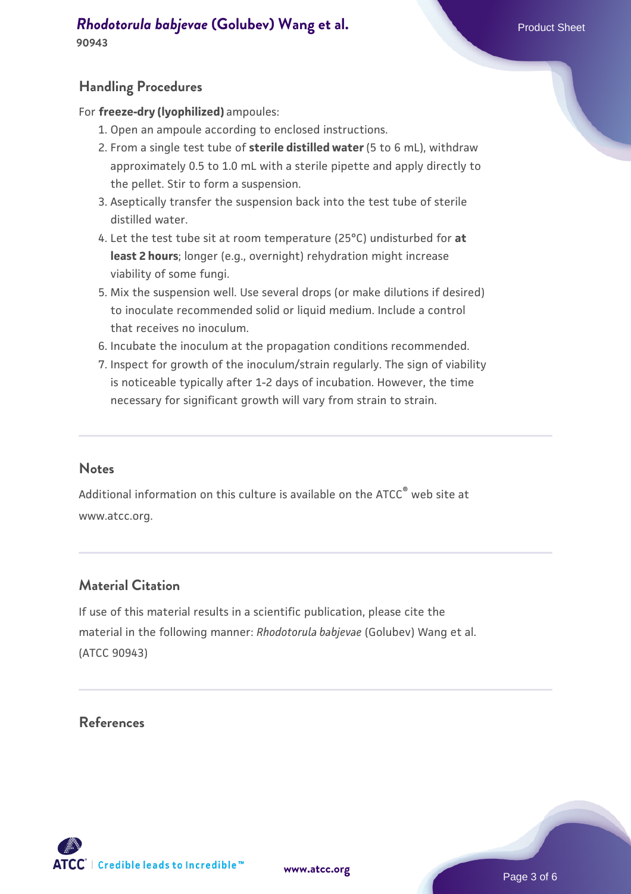## Handling Procedures

For **freeze-dry (lyophilized)** ampoules:

1. Open an ampoule according to enclosed instructions.
2. From a single test tube of **sterile distilled water** (5 to 6 mL), withdraw approximately 0.5 to 1.0 mL with a sterile pipette and apply directly to the pellet. Stir to form a suspension.
3. Aseptically transfer the suspension back into the test tube of sterile distilled water.
4. Let the test tube sit at room temperature (25°C) undisturbed for **at least 2 hours**; longer (e.g., overnight) rehydration might increase viability of some fungi.
5. Mix the suspension well. Use several drops (or make dilutions if desired) to inoculate recommended solid or liquid medium. Include a control that receives no inoculum.
6. Incubate the inoculum at the propagation conditions recommended.
7. Inspect for growth of the inoculum/strain regularly. The sign of viability is noticeable typically after 1-2 days of incubation. However, the time necessary for significant growth will vary from strain to strain.

## Notes

Additional information on this culture is available on the ATCC® web site at www.atcc.org.

## Material Citation

If use of this material results in a scientific publication, please cite the material in the following manner: *Rhodotorula babjevae* (Golubev) Wang et al. (ATCC 90943)

## References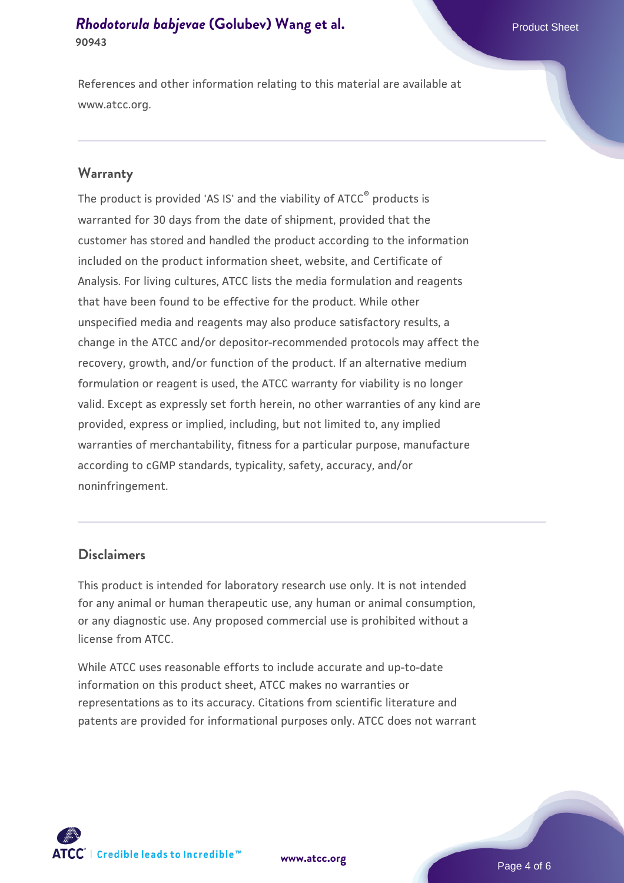References and other information relating to this material are available at www.atcc.org.

## Warranty

The product is provided 'AS IS' and the viability of ATCC® products is warranted for 30 days from the date of shipment, provided that the customer has stored and handled the product according to the information included on the product information sheet, website, and Certificate of Analysis. For living cultures, ATCC lists the media formulation and reagents that have been found to be effective for the product. While other unspecified media and reagents may also produce satisfactory results, a change in the ATCC and/or depositor-recommended protocols may affect the recovery, growth, and/or function of the product. If an alternative medium formulation or reagent is used, the ATCC warranty for viability is no longer valid. Except as expressly set forth herein, no other warranties of any kind are provided, express or implied, including, but not limited to, any implied warranties of merchantability, fitness for a particular purpose, manufacture according to cGMP standards, typicality, safety, accuracy, and/or noninfringement.

## Disclaimers

This product is intended for laboratory research use only. It is not intended for any animal or human therapeutic use, any human or animal consumption, or any diagnostic use. Any proposed commercial use is prohibited without a license from ATCC.

While ATCC uses reasonable efforts to include accurate and up-to-date information on this product sheet, ATCC makes no warranties or representations as to its accuracy. Citations from scientific literature and patents are provided for informational purposes only. ATCC does not warrant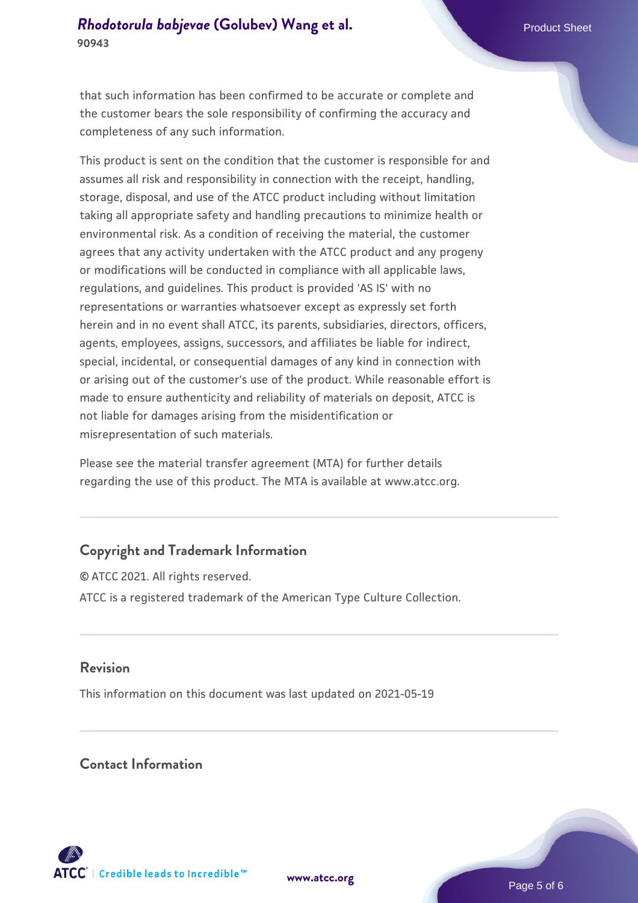that such information has been confirmed to be accurate or complete and the customer bears the sole responsibility of confirming the accuracy and completeness of any such information.

This product is sent on the condition that the customer is responsible for and assumes all risk and responsibility in connection with the receipt, handling, storage, disposal, and use of the ATCC product including without limitation taking all appropriate safety and handling precautions to minimize health or environmental risk. As a condition of receiving the material, the customer agrees that any activity undertaken with the ATCC product and any progeny or modifications will be conducted in compliance with all applicable laws, regulations, and guidelines. This product is provided 'AS IS' with no representations or warranties whatsoever except as expressly set forth herein and in no event shall ATCC, its parents, subsidiaries, directors, officers, agents, employees, assigns, successors, and affiliates be liable for indirect, special, incidental, or consequential damages of any kind in connection with or arising out of the customer's use of the product. While reasonable effort is made to ensure authenticity and reliability of materials on deposit, ATCC is not liable for damages arising from the misidentification or misrepresentation of such materials.

Please see the material transfer agreement (MTA) for further details regarding the use of this product. The MTA is available at www.atcc.org.

## Copyright and Trademark Information

© ATCC 2021. All rights reserved.

ATCC is a registered trademark of the American Type Culture Collection.

## Revision

This information on this document was last updated on 2021-05-19

## Contact Information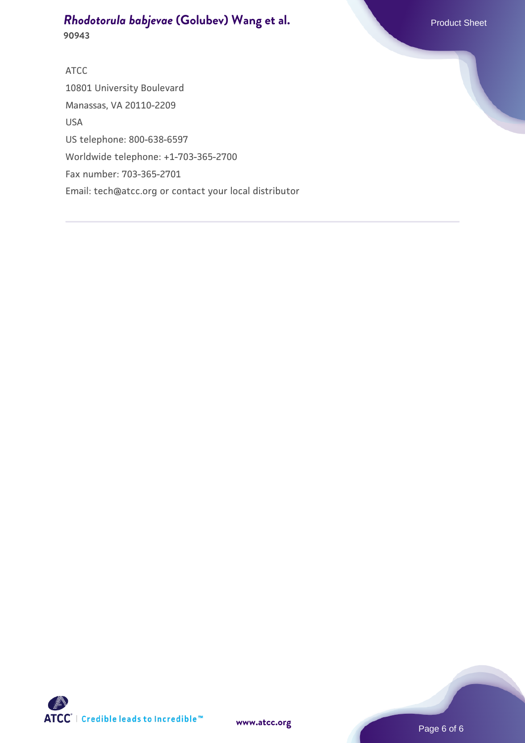ATCC

10801 University Boulevard

Manassas, VA 20110-2209

USA

US telephone: 800-638-6597

Worldwide telephone: +1-703-365-2700

Fax number: 703-365-2701

Email: tech@atcc.org or contact your local distributor